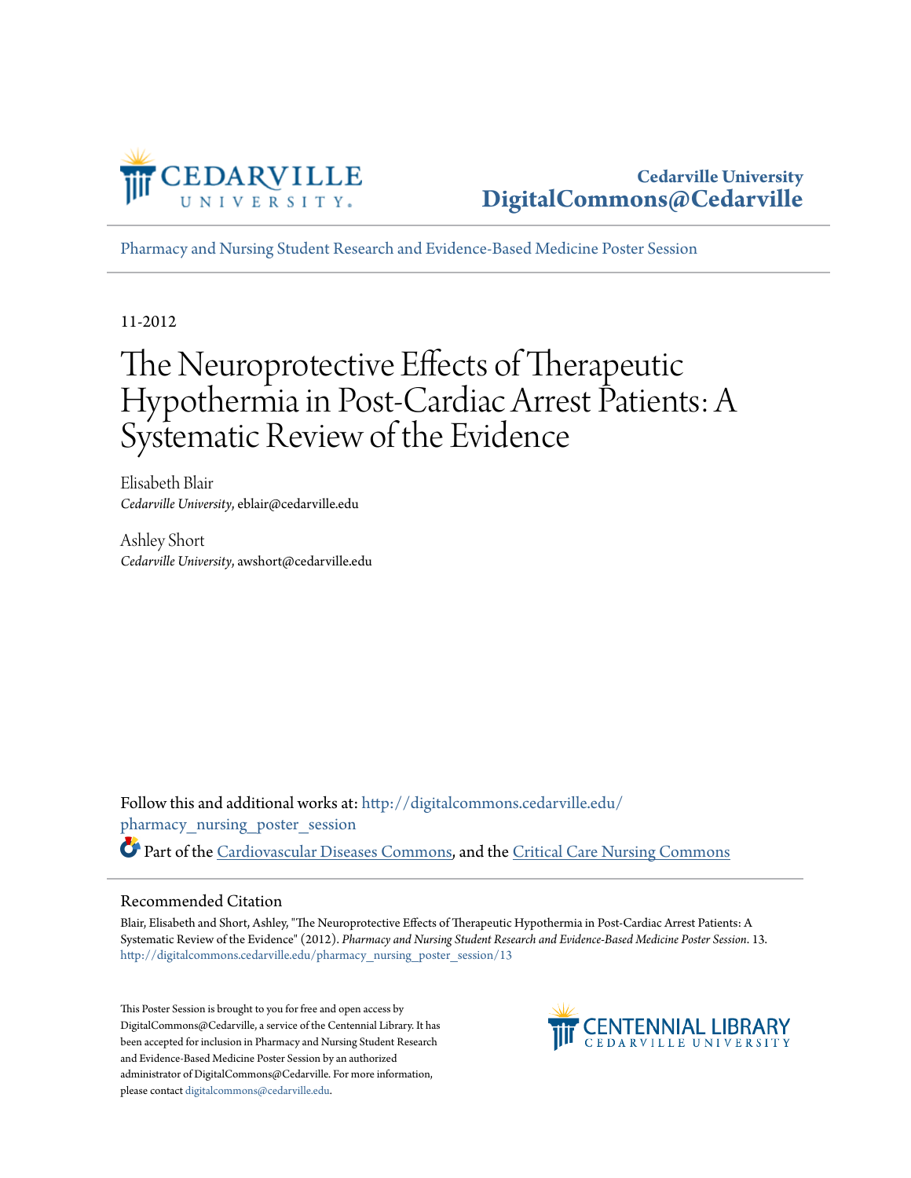Cedarville University
DigitalCommons@Cedarville

Pharmacy and Nursing Student Research and Evidence-Based Medicine Poster Session

11-2012

# The Neuroprotective Effects of Therapeutic Hypothermia in Post-Cardiac Arrest Patients: A Systematic Review of the Evidence

Elisabeth Blair
*Cedarville University*, eblair@cedarville.edu

Ashley Short
*Cedarville University*, awshort@cedarville.edu

Follow this and additional works at: http://digitalcommons.cedarville.edu/pharmacy_nursing_poster_session

Part of the Cardiovascular Diseases Commons, and the Critical Care Nursing Commons

## Recommended Citation

Blair, Elisabeth and Short, Ashley, "The Neuroprotective Effects of Therapeutic Hypothermia in Post-Cardiac Arrest Patients: A Systematic Review of the Evidence" (2012). *Pharmacy and Nursing Student Research and Evidence-Based Medicine Poster Session*. 13.
http://digitalcommons.cedarville.edu/pharmacy_nursing_poster_session/13

This Poster Session is brought to you for free and open access by DigitalCommons@Cedarville, a service of the Centennial Library. It has been accepted for inclusion in Pharmacy and Nursing Student Research and Evidence-Based Medicine Poster Session by an authorized administrator of DigitalCommons@Cedarville. For more information, please contact digitalcommons@cedarville.edu.

CENTENNIAL LIBRARY
CEDARVILLE UNIVERSITY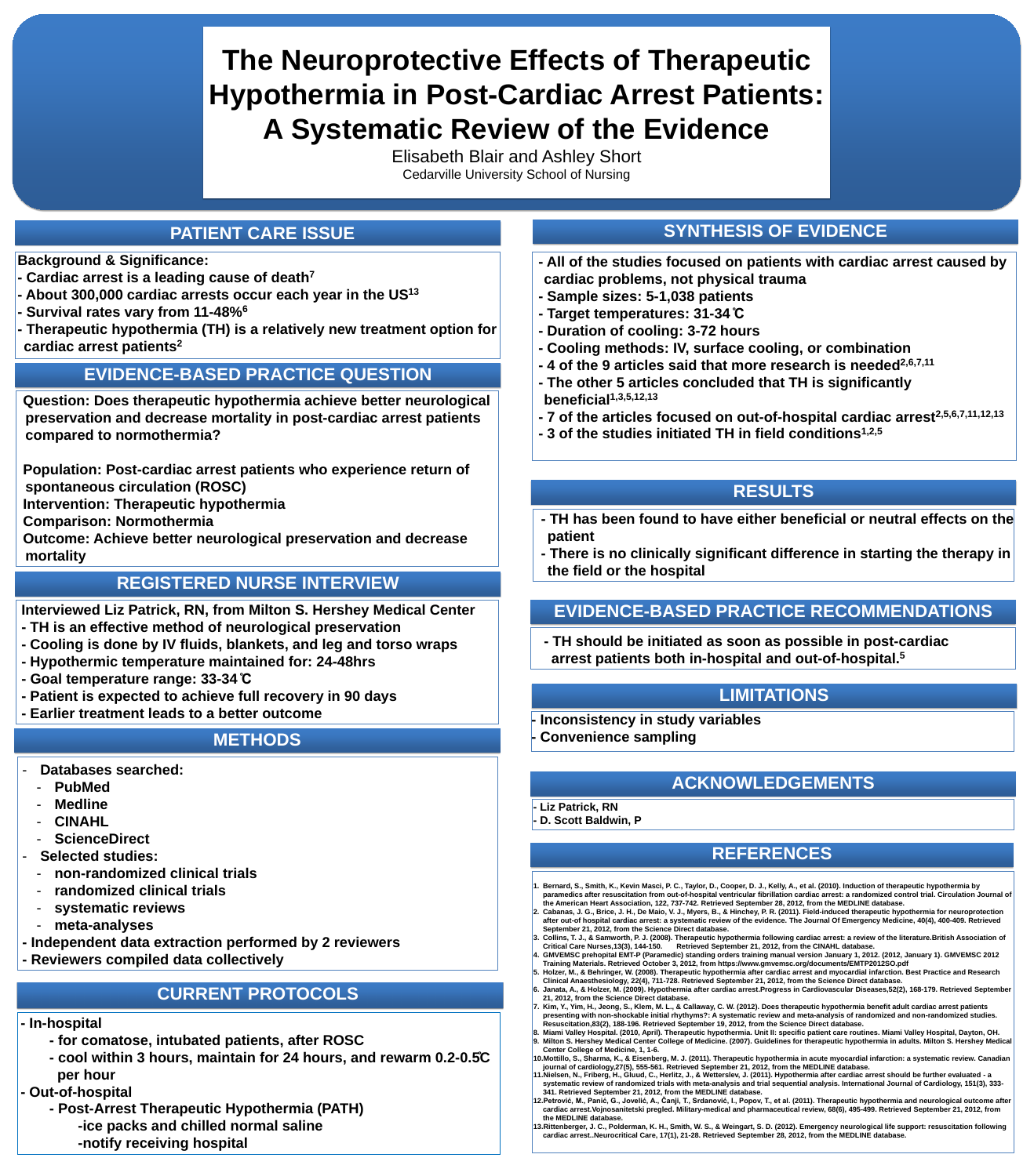# The Neuroprotective Effects of Therapeutic Hypothermia in Post-Cardiac Arrest Patients: A Systematic Review of the Evidence

Elisabeth Blair and Ashley Short

Cedarville University School of Nursing

## PATIENT CARE ISSUE

**Background & Significance:**

- Cardiac arrest is a leading cause of death[7]
- About 300,000 cardiac arrests occur each year in the US[13]
- Survival rates vary from 11-48%[6]
- Therapeutic hypothermia (TH) is a relatively new treatment option for cardiac arrest patients[2]

## EVIDENCE-BASED PRACTICE QUESTION

**Question:** Does therapeutic hypothermia achieve better neurological preservation and decrease mortality in post-cardiac arrest patients compared to normothermia?

**Population:** Post-cardiac arrest patients who experience return of spontaneous circulation (ROSC)

**Intervention:** Therapeutic hypothermia

**Comparison:** Normothermia

**Outcome:** Achieve better neurological preservation and decrease mortality

## REGISTERED NURSE INTERVIEW

Interviewed Liz Patrick, RN, from Milton S. Hershey Medical Center

- TH is an effective method of neurological preservation
- Cooling is done by IV fluids, blankets, and leg and torso wraps
- Hypothermic temperature maintained for: 24-48hrs
- Goal temperature range: 33-34℃
- Patient is expected to achieve full recovery in 90 days
- Earlier treatment leads to a better outcome

## METHODS

- Databases searched:
  - PubMed
  - Medline
  - CINAHL
  - ScienceDirect
- Selected studies:
  - non-randomized clinical trials
  - randomized clinical trials
  - systematic reviews
  - meta-analyses
- Independent data extraction performed by 2 reviewers
- Reviewers compiled data collectively

## CURRENT PROTOCOLS

- In-hospital
  - for comatose, intubated patients, after ROSC
  - cool within 3 hours, maintain for 24 hours, and rewarm 0.2-0.5℃ per hour
- Out-of-hospital
  - Post-Arrest Therapeutic Hypothermia (PATH)
    - ice packs and chilled normal saline
    - notify receiving hospital

## SYNTHESIS OF EVIDENCE

- All of the studies focused on patients with cardiac arrest caused by cardiac problems, not physical trauma
- Sample sizes: 5-1,038 patients
- Target temperatures: 31-34℃
- Duration of cooling: 3-72 hours
- Cooling methods: IV, surface cooling, or combination
- 4 of the 9 articles said that more research is needed[2,6,7,11]
- The other 5 articles concluded that TH is significantly beneficial[1,3,5,12,13]
- 7 of the articles focused on out-of-hospital cardiac arrest[2,5,6,7,11,12,13]
- 3 of the studies initiated TH in field conditions[1,2,5]

## RESULTS

- TH has been found to have either beneficial or neutral effects on the patient
- There is no clinically significant difference in starting the therapy in the field or the hospital

## EVIDENCE-BASED PRACTICE RECOMMENDATIONS

- TH should be initiated as soon as possible in post-cardiac arrest patients both in-hospital and out-of-hospital.[5]

## LIMITATIONS

- Inconsistency in study variables
- Convenience sampling

## ACKNOWLEDGEMENTS

- Liz Patrick, RN
- D. Scott Baldwin, P

## REFERENCES

1. Bernard, S., Smith, K., Kevin Masci, P. C., Taylor, D., Cooper, D. J., Kelly, A., et al. (2010). Induction of therapeutic hypothermia by paramedics after resuscitation from out-of-hospital ventricular fibrillation cardiac arrest: a randomized control trial. Circulation Journal of the American Heart Association, 122, 737-742. Retrieved September 28, 2012, from the MEDLINE database.
2. Cabanas, J. G., Brice, J. H., De Maio, V. J., Myers, B., & Hinchey, P. R. (2011). Field-induced therapeutic hypothermia for neuroprotection after out-of hospital cardiac arrest: a systematic review of the evidence. The Journal Of Emergency Medicine, 40(4), 400-409. Retrieved September 21, 2012, from the Science Direct database.
3. Collins, T. J., & Samworth, P. J. (2008). Therapeutic hypothermia following cardiac arrest: a review of the literature.British Association of Critical Care Nurses,13(3), 144-150. Retrieved September 21, 2012, from the CINAHL database.
4. GMVEMSC prehopital EMT-P (Paramedic) standing orders training manual version January 1, 2012. (2012, January 1). GMVEMSC 2012 Training Materials. Retrieved October 3, 2012, from https://www.gmvemsc.org/documents/EMTP2012SO.pdf
5. Holzer, M., & Behringer, W. (2008). Therapeutic hypothermia after cardiac arrest and myocardial infarction. Best Practice and Research Clinical Anaesthesiology, 22(4), 711-728. Retrieved September 21, 2012, from the Science Direct database.
6. Janata, A., & Holzer, M. (2009). Hypothermia after cardiac arrest.Progress in Cardiovascular Diseases,52(2), 168-179. Retrieved September 21, 2012, from the Science Direct database.
7. Kim, Y., Yim, H., Jeong, S., Klem, M. L., & Callaway, C. W. (2012). Does therapeutic hypothermia benefit adult cardiac arrest patients presenting with non-shockable initial rhythyms?: A systematic review and meta-analysis of randomized and non-randomized studies. Resuscitation,83(2), 188-196. Retrieved September 19, 2012, from the Science Direct database.
8. Miami Valley Hospital. (2010, April). Therapeutic hypothermia. Unit II: specific patient care routines. Miami Valley Hospital, Dayton, OH.
9. Milton S. Hershey Medical Center College of Medicine. (2007). Guidelines for therapeutic hypothermia in adults. Milton S. Hershey Medical Center College of Medicine, 1, 1-6.
10. Mottillo, S., Sharma, K., & Eisenberg, M. J. (2011). Therapeutic hypothermia in acute myocardial infarction: a systematic review. Canadian journal of cardiology,27(5), 555-561. Retrieved September 21, 2012, from the MEDLINE database.
11. Nielsen, N., Friberg, H., Gluud, C., Herlitz, J., & Wetterslev, J. (2011). Hypothermia after cardiac arrest should be further evaluated - a systematic review of randomized trials with meta-analysis and trial sequential analysis. International Journal of Cardiology, 151(3), 333-341. Retrieved September 21, 2012, from the MEDLINE database.
12. Petrović, M., Panić, G., Jovelić, A., Čanji, T., Srdanović, I., Popov, T., et al. (2011). Therapeutic hypothermia and neurological outcome after cardiac arrest.Vojnosanitetski pregled. Military-medical and pharmaceutical review, 68(6), 495-499. Retrieved September 21, 2012, from the MEDLINE database.
13. Rittenberger, J. C., Polderman, K. H., Smith, W. S., & Weingart, S. D. (2012). Emergency neurological life support: resuscitation following cardiac arrest..Neurocritical Care, 17(1), 21-28. Retrieved September 28, 2012, from the MEDLINE database.